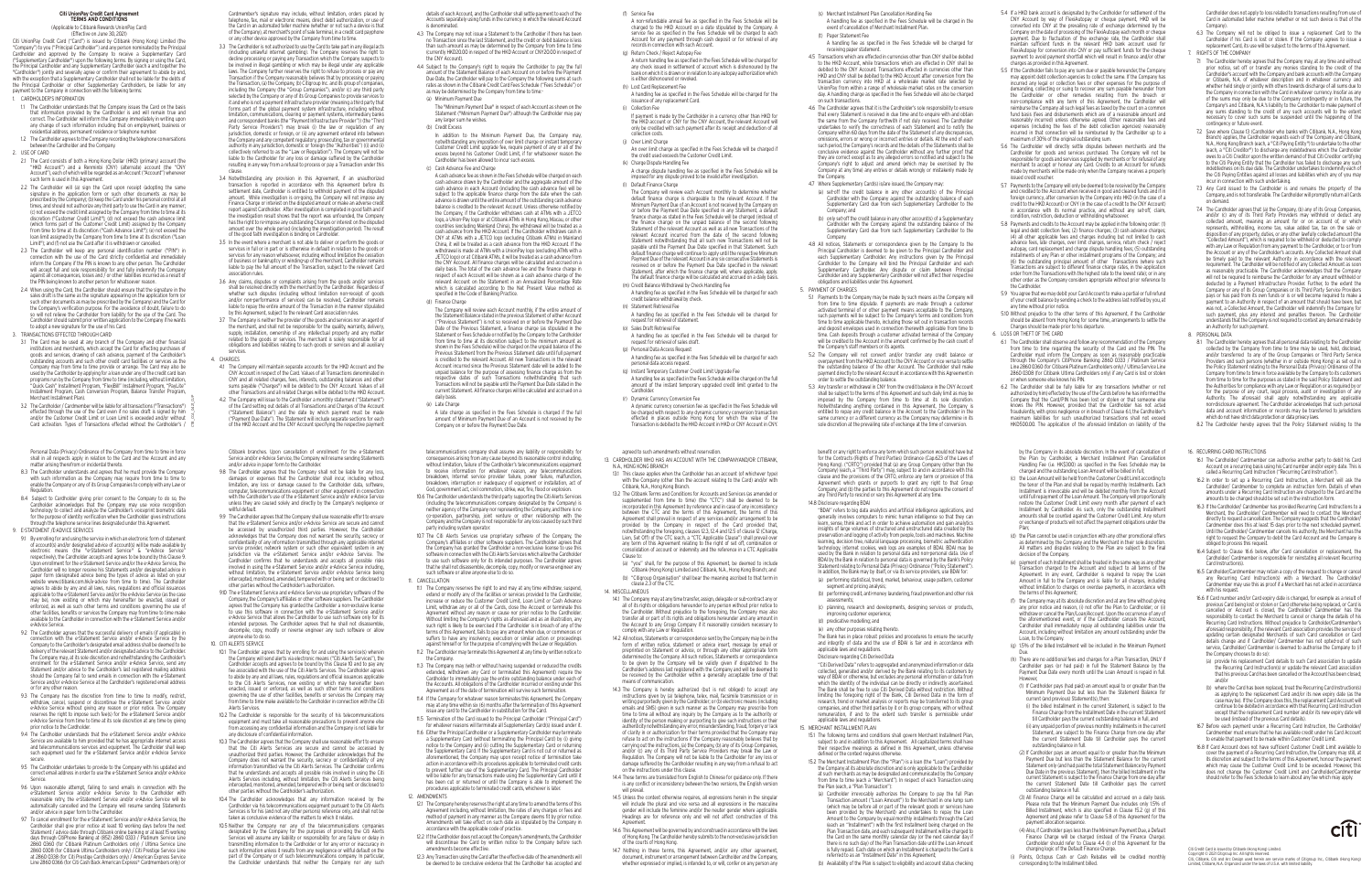# Citi UnionPay Credit Card Agreement
## TERMS AND CONDITIONS

(Applicable to Citibank Rewards UnionPay Card)
(Effective on June 30, 2021)

Citi UnionPay Credit Card ("Card") is issued by Citibank (Hong Kong) Limited (the "Company") to you ("Principal Cardholder") and any person nominated by the Principal Cardholder and approved by the Company to receive a Supplementary Card ("Supplementary Cardholder") upon the following terms. By signing or using the Card, the Principal Cardholder and any Supplementary Cardholder (each a and together the "Cardholder") jointly and severally agree or confirm their agreement to abide by and, with the exception that a Supplementary Cardholder shall not be liable for the debts of the Principal Cardholder or other Supplementary Cardholders, be liable for any payment to the Company in connection with the following terms:

1. CARDHOLDER'S INFORMATION
   1.1 The Cardholder understands that the Company issues the Card on the basis that information provided by the Cardholder is and will remain true and correct. The Cardholder will inform the Company immediately in writing upon any change of such information including that on employment, business or residential address, permanent residence or telephone number.
   1.2 The Cardholder agrees to the Company recording the telephone conversations between the Cardholder and the Company.

2. USE OF CARD
   2.1 The Card consists of both a Hong Kong Dollar (HKD) (primary) account (the "HKD Account") and a Renminbi (CNY) (alternate) account (the "CNY Account"), each of which will be regarded as an Account ("Account") whenever such term is used in this Agreement.
   2.2 The Cardholder will (a) sign the Card upon receipt (adopting the same signature in the application form or such other documents as may be prescribed by the Company); (b) keep the Card under his personal control at all times, and should not authorise any third party to use the Card in any manner; (c) not exceed the credit limit assigned by the Company from time to time at its discretion ("Credit Limit") or the cash advance limit (which forms part of the Credit Limit) ("Cash Advance Limit"); (d) not exceed the loan limit assigned by the Company from time to time at its discretion ("Loan Limit"); and (e) not use the Card after it is withdrawn or cancelled.
   2.3 The Cardholder will keep any personal identification number ("PIN") in connection with the use of the Card strictly confidential and immediately inform the Company if the PIN is known to any other person. The Cardholder will accept full and sole responsibility for and fully indemnify the Company against all consequences, losses and / or other liabilities incurred as a result of the PIN being known to another person for whatever reason.
   2.4 When using the Card, the Cardholder should ensure that the signature in the sales draft is the same as the signature appearing on the application form (or such other documents as may be prescribed by the Company) and the Card (or the Company's verification purposes. For the avoidance of doubt, failure to do so will not relieve the Cardholder from liability for the use of the Card. The Cardholder should submit prior written application to the Company if he wants to adopt a new signature for the use of the Card.

3. TRANSACTIONS EFFECTED THROUGH CARD
   3.1 The Card may be used at any branch of the Company and other financial institutions and merchants, which accept the Card for effecting purchases of goods and services, drawing of cash advance, payment of the Cardholder's outstanding accounts and such other credit card facilities or services as the Company may from time to time provide or arrange. The Card may also be used by the Cardholder for applying for a loan under any of the credit card loan programs run by the Company from time to time (including, without limitation, "Quick Cash" Installment Program, "FlexBill" Installment Program, "PayLite" Installment Program, Cash Conversion Program, Balance Transfer Program, Merchant Installment Plan).
   3.2 The Cardholder / Cardmember will be liable for all transactions ("Transactions") effected through the use of the Card even if no sales draft is signed by him and/or the Customer Credit Limit or Loan Limit is exceeded and/or without Card activation. Types of Transactions effected without the Cardholder's / Cardmember's signature may include, without limitation, orders placed by telephone, fax, mail or electronic means, direct debit authorisation, or use of the Card in an automated teller machine (whether or not such a device is that of the Company), at merchant's point of sale terminal, in a card credit payphone or any other device approved by the Company from time to time.
   3.3 The Cardholder is not authorised to use the Card to take part in any illegal acts (including unlawful internet gambling). The Company reserves the right to decline processing or paying any Transaction which the Company suspects to be involved in illegal gambling or which may be illegal under any applicable laws. The Company further reserves the right to refuse to process or pay any Transaction if the Company reasonably believes that by processing or paying the Transaction, (a) the Company, (b) Citigroup Inc., and its group of companies, including the Company (the "Group Companies"), and/or (c) any third party selected by the Company or any of its Group Companies to provide services to it and which are used in the performance of or in providing a third party that forms part of the global payment system infrastructure, including without limitation, communications, clearing or payment systems, intermediary banks and correspondent banks (the "Payment Infrastructure Provider") (the "Third Party Service Provider") may break (i) the law or regulation of any jurisdiction, domestic or foreign, or (ii) any agreement entered into between the Company and any competent regulatory, prosecuting, tax or governmental authority in any jurisdiction, domestic or foreign (the "Authorities") (ii) and (ii) collectively referred to as the "Law or Regulation"). The Company will not be liable to the Cardholder for any loss or damage suffered by the Cardholder resulting in any way from a refusal to process or pay a Transaction under this clause.
   3.4 Notwithstanding any provision in this Agreement, if an unauthorized transaction is reported in accordance with this Agreement, the Cardholder's liability as a Cardholder is entitled to withhold payment of the disputed amount. While investigation is on going, the Company will not impose any Finance Charge or interest on the disputed amount or make an adverse credit report against Cardholder. After investigation is completed in good faith and if the investigation result shows that the report was unfounded, the Company has the right to reimpose any outstanding Charges or interest on the disputed amount over the whole period (including the investigation period). The result of the good faith investigation is binding on Cardholder.
   3.5 In the event where a merchant is not able to deliver or perform the goods or services in full or in part or is otherwise in default in relation to the goods or services for any reason whatsoever, including without limitation the cessation of business or bankruptcy or winding up of the merchant, Cardholder remains liable to pay the full amount of the Transactions, subject to the relevant Card association rules.
   3.6 Any claims, disputes or complaints arising from the goods and/or services shall be resolved directly with the merchant by the Cardholder. Regardless of whether such disputes (including without limitation non-receipt of goods and/or non-performance of services) can be resolved, Cardholder remains liable to repay the entire amount of the Transaction in the manner stipulated by this Agreement, subject to the relevant Card association rules.
   3.7 The Company is neither the provider of the goods and services nor an agent of the merchant, and shall not be responsible for the quality, warranty, delivery, supply, installation, ownership of any intellectual property and any matter related to the goods or services. The merchant is solely responsible for all obligations and liabilities relating to such goods or services and all auxiliary services.

4. CHARGES
   4.1 The Company will maintain separate accounts for the HKD Account and the CNY Account in respect of the Card. Values of all Transactions denominated in CNY and all related charges, fees, interests, outstanding balances and other sums payable ("Charges") will be debited to the CNY Account. Values of all other Transactions and all related Charges will be debited to the HKD Account.
   4.2 The Company will issue to the Cardholder a monthly statement ("Statement") of the Card setting out details of all Transactions and Charges of the Account ("Statement Balance") and the date by which payment must be made ("Payment Due Date"). The Statement will include separate sections for each of the HKD Account and the CNY Account specifying the respective payment details of each Account, and the Cardholder shall settle payment to each of the Accounts separately using funds in the currency in which the relevant Account is denominated.
   4.3 The Company may not issue a Statement to the Cardholder if there has been no Transaction since the last Statement, and the credit or debit balance is less than such amount as may be determined by the Company from time to time (currently HKD20.00 in respect of the HKD Account or CNY20.00 in respect of the CNY Account).
   4.4 Subject to the Company's right to require the Cardholder to pay the full amount of the Statement Balance of each Account on or before the Payment Due Date, the Cardholder will pay to the Company the following sums at such rates as shown in the Schedule of Fees and Charges Schedule ("Fees Schedule") or as may be determined by the Company from time to time:-
   (a) Minimum Payment Due
   The "Minimum Payment Due" in respect of each Account is as shown on the Statement ("Minimum Payment Due") although the Cardholder may pay any larger sum he wishes.
   (b) Credit Excess
   In addition to the Minimum Payment Due, the Company may, notwithstanding any imposition of over limit charge or instant temporary Customer Credit Limit upgrade fee, require payment of any or all of the excess beyond his Customer Credit Limit, if for whatsoever reason the Cardholder has been allowed to incur such excess.
   (c) Cash Advance Fee and Charge
   A cash advance fee as shown in the Fees Schedule will be charged on each cash advance drawn by the Cardholder and the aggregate amount of the cash advance in each Account (including the cash advance fee) will be subject to the applicable finance charge from the date when the cash advance is drawn until the entire amount of the outstanding cash advance balance is credited to the relevant Account. Unless otherwise notified by the Company, if the Cardholder withdraws cash at ATMs with a JETCO logo, a UnionPay logo or a Citibank ATM in Hong Kong, Macau, or other countries (excluding Mainland China), the withdrawal will be treated as a cash advance from the HKD Account. If the Cardholder withdraws cash in CNY at ATMs with a JETCO logo (excluding Citibank ATMs) in Mainland China, it will be treated as a cash advance from the HKD Account. If the withdrawal is made at ATMs with a UnionPay logo (excluding ATMs with a JETCO logo) or at Citibank ATMs, it will be treated as a cash advance from the CNY Account. All Finance charges will be calculated and accrued on a daily basis. Interest on the cash advance fee and the finance charge in respect of each Account will be shown as cash advance charge of the relevant Account on the Statement in an Annualized Percentage Rate which is calculated according to the Net Present Value method as specified in the Code of Banking Practice.
   (d) Finance Charge
   The Company will review each Account monthly. If the entire amount of the Statement Balance stated in the previous Statement of either Account ("Previous Statement") is not received on or before the Payment Due Date of the Previous Statement, a finance charge (as stipulated in the Statement or Fees Schedule or notified by the Company to the Cardholder from time to time at its discretion subject to the minimum amount as shown in the Fees Schedule) will be charged on the unpaid balance of the Previous Statement from the Previous Statement date until full payment is credited to the relevant Account. All new Transactions in the relevant Account incurred since the Previous Statement date will be added to the unpaid balance for the purpose of assessing finance charge as from the respective dates of such Transactions (notwithstanding that such Transactions will not be payable until the Payment Due Date stated in the current Statement. All finance charges will be calculated and accrued on a daily basis.
   (e) Late Charge
   A late charge as specified in the Fees Schedule is charged if the full amount of Minimum Payment Due of an Account is not received by the Company on or before the Payment Due Date.
   (f) Service Fee
   A non-refundable annual fee as specified in the Fees Schedule will be charged to the HKD Account on a date stipulated by the Company. A service fee as specified in the Fees Schedule will be charged to each Account for any payment through cash deposit or for retrieval of any records in connection with such Account.
   (g) Return Check / Reject Autopay Fee
   A return handling fee as specified in the Fees Schedule will be charged for any check issued in settlement of account which is dishonoured by the bank on which it is drawn or if instruction to any autopay authorization which is either dishonoured or revoked.
   (h) Lost Card Replacement Fee
   A handling fee as specified in the Fees Schedule will be charged for the issuance of any replacement Card.
   (i) Collection Fee
   If payment is made by the Cardholder in a currency other than HKD for the HKD account or CNY for the CNY Account, the relevant Account will only be credited with such payment after its receipt and deduction of all collection costs.
   (j) Over Limit Charge
   An over limit charge as specified in the Fees Schedule will be charged if the credit used exceeds the Customer Credit Limit.
   (k) Charge Dispute Handling Fee
   A charge dispute handling fee as specified in the Fees Schedule will be imposed for any dispute proved to be invalid after investigation.
   (l) Default Finance Charge
   The Company will review each Account monthly to determine whether default finance charge is chargeable to the relevant Account. If the Minimum Payment Due of an Account is not received by the Company on or before the Payment Due Date specified in any Statement, a default finance charge as stated in the Fees Schedule will be charged instead of the finance charge on the unpaid balance of the second following Statement of the relevant Account as well as all new Transactions of the relevant Account incurred from the date of the Second following Statement notwithstanding that all such new Transactions will not be payable until the Payment Due Date specified in that Statement. Such default finance charge will continue to apply until the respective Minimum Payment Due of the relevant Account in any six consecutive Statements is received on or before the Payment Due Date specified in the relevant Statement, after which the finance charge will, where applicable, apply. The default finance charge will be calculated and accrued on a daily basis.
   (m) Credit Balance Withdrawal by Check Handling Fee
   A handling fee as specified in the Fees Schedule will be charged for each credit balance withdrawal by check.
   (n) Statement Retrieval Fee
   A handling fee as specified in the Fees Schedule will be charged for request for retrieval of statement.
   (o) Sales Draft Retrieval Fee
   A handling fee as specified in the Fees Schedule will be charged for request for retrieval of sales draft.
   (p) Personal Data Access Request
   A handling fee as specified in the Fees Schedule will be charged for each personal data access request.
   (q) Instant Temporary Customer Credit Limit Upgrade Fee
   A handling fee as specified in the Fees Schedule will be charged on the full amount of the instant temporary upgraded credit limit granted to the Cardholder.
   (r) Dynamic Currency Conversion Fee
   A dynamic currency conversion fee as specified in the Fees Schedule will be charged with respect to any dynamic currency conversion transaction effected in places outside Hong Kong for which the value of the Transaction is debited to the HKD Account in HKD or CNY Account in CNY.
   (s) Merchant Installment Plan Cancellation Handling Fee
   A handling fee as specified in the Fees Schedule will be charged in the event of cancellation of Merchant Installment Plan.
   (t) Paper Statement Fee
   A handling fee as specified in the Fees Schedule will be charged for receiving paper statement.
4.5 Transactions which are effected in currencies other than CNY shall be debited to the HKD Account, while Transactions which are effected in CNY shall be debited to the CNY Account. Transactions effected in currencies other than HKD and CNY shall be debited to the HKD Account after conversion from the transaction currency into HKD at a wholesale market rate selected by UnionPay from within a range of wholesale market rates on the conversion day. A handling charge as specified in the Fees Schedule will also be charged on such transactions.
4.6 The Cardholder agrees that it is the Cardholder's sole responsibility to ensure that every Statement is received in due time and to compare with and obtain the same from the Company (with)the 14 days of any discrepancies, omissions, errors or wrong or incorrect entries or details. At the end of each such period, the Company's records and the details of the Statements shall be conclusive evidence against the Cardholder without any further proof that they are correct except as to any alleged errors so notified and subject to the Company's right to adjust and amend which may be exercised by the Company at any time any entries or details wrongly or mistakenly made by the Company.
4.7 Where Supplementary Card(s) is/are issued, the Company may:
   (a) set-off the credit balance in any other account(s) of the Principal Cardholder with the Company against the outstanding balance of each Supplementary Card due from each Supplementary Cardholder to the Company; and
   (b) only set-off the credit balance in any other account(s) of a Supplementary Cardholder with the Company against the outstanding balance of the Supplementary Card due from such Supplementary Cardholder to the Company.
4.8 All notices, Statements or correspondence given by the Company to the Principal Cardholder is deemed to be given to the Principal Cardholder and such Supplementary Cardholder. Any instructions given by the Principal Cardholder to the Company will bind the Principal Cardholder and each Supplementary Cardholder. Any dispute or claim between Principal Cardholder and any Supplementary Cardholder will not affect their respective obligations and liabilities under this Agreement.

5. PAYMENT OF CHARGES
   5.1 Payments to the Company may be made by such means as the Company will from time to time stipulate. If payments are made through a customer activated terminal or of other payment means acceptable to the Company, such payments will be subject to the Company's terms and conditions from time to time applicable thereto, including those set out in transaction records and deposit envelopes used in connection therewith applicable from time to time. Cash deposits through a customer activated terminal of the Company will be credited to the Account in the amount confirmed by the cash count of the Company's staff members of its agents.
   5.2 The Company will not convert and/or transfer any credit balance or overpayment from the HKD Account to the CNY Account or vice versa to settle the outstanding balance of the other Account. The Cardholder shall make payment directly to the relevant Account in accordance with this Agreement in order to settle the outstanding balances.
   5.3 Any transfer or withdrawal in CNY from the credit balance in the CNY Account shall be subject to the terms of this Agreement and such daily limit as may be imposed by the Company from time to time at its sole discretion. Notwithstanding anything contained in this Agreement, the Company is entitled to repay any credit balance in the Account to the Cardholder in the same currency or a different currency as the Company may determine in its sole discretion at the prevailing rate of exchange at the time of conversion.
   5.4 If a HKD bank account is designated by the Cardholder for settlement of the CNY Account by way of FlexiAutopay or cheque payment, HKD will be converted into CNY at the prevailing rate of exchange determined by the Company on the date of processing of the FlexiAutopay each month or cheque payment. Due to fluctuation of the exchange rate, the Cardholder shall maintain sufficient funds in the relevant HKD bank account used for FlexiAutopay for conversion into CNY or pay sufficient funds for the cheque payment to avoid any payment shortfall which will result in finance and/or other charges as provided in this Agreement.
   5.5 If the Cardholder fails to make any sum due or payable hereunder, the Company may appoint debt collection agencies to collect the same. If the Company has incurred any legal or collection fees or other expenses for the purpose of demanding, collecting or suing to recover any sum payable hereunder from the Cardholder or other remedies resulting from the breach or non-compliance with any term of this Agreement, the Cardholder will reimburse the Company all such legal fees as taxed by the court on a common fund basis (fees and disbursements which are of a reasonable amount and reasonably incurred unless otherwise agreed. Other reasonable fees and expenses (including the fees of the debt collection agencies reasonably incurred in that connection will be reimbursed by the Cardholder up to a maximum of 30% of the original outstanding sum.
   5.6 The Cardholder will directly settle disputes between merchants and the Cardholder for goods and services purchased. The Company will not be responsible for goods and services supplied by merchants or for refusal of any merchant to accept or honour any Card. Credits to an Account for refunds made by merchants will be made only when the Company receives a properly issued credit voucher.
   5.7 Payments to the Company will only be deemed to be received by the Company and credited to the relevant Account when received in good cleared funds and if in foreign currency, after conversion by the Company into HKD (in the case of a credit to the HKD Account) or CNY (in the case of a credit to the CNY Account) in accordance with its normal practice, and without any set-off, claim, condition, restriction, deduction or withholding whatsoever.
   5.8 Payments and credits to the Account may be applied in the following order: (1) legal and debt collection fees; (2) finance charges; (3) cash advance charges; (4) all other applicable fees and charges including but not limited to cash advance fees, late charges, over limit charges, service, return check / reject autopay, card replacement and charge dispute handling fees; (5) outstanding installments of any Plan or other installment programs of the Company; and (6) the outstanding principal amount of other Transactions (where such Transactions are subject to different finance charge rates, in the application order from the Transactions with the highest rate to the lowest rate; or in any other order as the Company considers appropriate without prior reference to the Cardholder.
   5.9 You agree that we may debit your Card Account to make a partial or full refund of your credit balance by sending a check to the address last notified by you, at any time without prior notice.
   5.10 Without prejudice to the other terms of this Agreement, if the Cardholder should be absent from Hong Kong for some time, arrangements to settle the Charges should be made prior to his departure.

6. LOSS OR THEFT OF THE CARD
   6.1 The Cardholder shall observe and follow any recommendations of the Company from time to time regarding the security of the Card and the PIN. The Cardholder must inform the Company as soon as reasonably practicable through the Company's CitiPhone Banking 2860 0333 / Platinum Service Line 2860 0360 (for Citibank Platinum Cardholders only) / Ultima Service Line 2860 0388 (for Citibank Ultima Cardholders only) if any Card is lost or stolen or when someone else knows the PIN.
   6.2 The Cardholder shall be fully liable for any transactions (whether or not authorised by him) made by use of the Card until he has informed the Company that the Card/PIN has been lost or stolen or that someone else knows the PIN. However, provided that the Cardholder has not acted fraudulently, with gross negligence or in breach of Clause 6.1, the Cardholder's maximum liability for such unauthorised Transactions shall not exceed HKD500.00. The application of the aforesaid limitation on liability of the Cardholder does not apply to losses related to Transactions resulting from use of Card in automated teller machine (whether or not such device is that of the Company).
   6.3 The Company will not be obliged to issue a replacement Card to the Cardholder if his Card is lost or stolen. If the Company agrees to issue a replacement Card, its use will be subject to the terms of this Agreement.

7. RIGHTS OF THE COMPANY
   7.1 The Cardholder hereby agrees that the Company may at any time and without prior notice, set off or transfer any monies standing to the credit of the Cardholder's account with the Company and/or accounts with the Company or Citibank, N.A. of whatever description and in whatever currency and whether held singly or jointly with others towards discharge of all sums due to the Company in connection with the Card in whatever currency. Insofar as any of the sums may only be due to the Company contingently or in future, the Company's and Citibank, N.A.'s liability to the Cardholder to make payment of any sums standing to the credit of any such accounts will to the extent necessary to cover such sums be suspended until the happening of the contingency or future event.
   7.2 Save where Clause 6.1 Cardholder with banks with Citibank, N.A., Hong Kong Branch applies, the Cardholder requests each of the Company and Citibank, N.A., Hong Kong Branch (each a "Citi Paying Entity") to undertake to the other (each, a "Citi Creditor") to discharge any indebtedness which the Cardholder owes to a Citi Creditor upon the written demand of that Citi Creditor addressed to the Citi Paying Entity that the Cardholder has failed to discharge any such indebtedness on its due date. The Cardholder undertakes to indemnify each of the Citi Paying Entities against all losses and liabilities which any of them may incur in connection with such undertaking.
   7.3 Any Card issued to the Cardholder is and remains the property of the Company, and is not transferable. The Cardholder will promptly return all Cards on demand.
   7.4 The Cardholder agrees that (a) the Company, (b) any of its Group Companies, and/or (c) any of its Third Party Providers may withhold or deduct any collected amount, meaning an amount for or on account of, or which represents, withholding, income tax, value added tax, tax on the sale or disposition of any property, duties, or any other lawfully collected amount (the "Collected Amount"), which is required to be withheld or deducted to comply with any Law or Regulation from any payment to the Cardholder to or from the Account or any of the Cardholder's accounts. Any Collected Amount shall be timely paid to the relevant Authority in accordance with the relevant requirements. The Cardholder will be notified of any Collected Amount as soon as reasonably practicable. The Cardholder acknowledges that the Company will not be required to reimburse the Cardholder for any amount withheld or deducted by a Payment Infrastructure Provider. Further, to the extent the Company or any of its Group Companies or its Third Party Service Providers pays or has paid from its own funds or is or will become required to make a payment to an Authority in respect of an amount that should have been, but was not, a Collected Amount, the Cardholder will indemnify the Company for such payment, plus any interest and penalties thereon. The Cardholder understands that the Company is not required to contest any demand made by an Authority for such payment.

8. PERSONAL DATA
   8.1 The Cardholder hereby agrees that all personal data relating to the Cardholder collected by the Company from time to time may be used, held, disclosed, and/or transferred to any of the Group Companies or Third Party Service Providers and such persons (whether in or outside Hong Kong) as set out in the Policy Statement relating to the Personal Data (Privacy) Ordinance of the Company from time to time in force available by the Company to its customers from time to time for the purposes as stated in the said Policy Statement and the Authorities for compliance with any Law or Regulation or as required by or for the purpose of any court, legal process, audit or investigation of any Authority. The aforesaid shall apply notwithstanding any applicable non-disclosure agreement. The Cardholder acknowledges that such personal data and account information or records may be transferred to jurisdictions which do not have strict data protection or data privacy laws.
   8.2 The Cardholder hereby agrees that the Policy Statement relating to the Personal Data (Privacy) Ordinance from time to time in force is deemed to be part of this Agreement. The Cardholder acknowledges that such Policy Statement is available on request or from the Company's website.
   8.3 Subject to Clause 8.3, the Cardholder hereby agrees and consents that the Company may use the Cardholder's voiceprint biometric data for the purpose of identity verification when the Cardholder gives instructions through the telephone banking service line designated under this Agreement.
   8.4 Subject to Cardholder's prior consent to the Company to do so, the Cardholder acknowledges that the Company may use voice recognition technology to collect and analyse the Cardholder's voiceprint biometric data for the purpose of identity verification when the Cardholder gives instructions through the telephone banking service line designated under this Agreement.

9. E-STATEMENT / E-ADVICE SERVICES
   9.1 By enrolling for and using the service in which an electronic form of statement automatically and/or designated advice of account(s) will be made available by electronic means (the "e-Statement Service" & "e-Advice Service"), the Cardholder will receive such advice and agrees to be bound by this Clause 9. Upon enrolment for the e-Statement Service and/or the e-Advice Service, the Cardholder will no longer receive his Statements and/or designated advice in paper form (designated advice being the types of advice as listed on our website www.citibank.com.hk/e-advice from time to time). The Cardholder agrees to abide by any and all laws, rules, regulations and official issuances applicable to the e-Statement Service and/or the e-Advice Service (as the case may be), now existing or which may hereinafter be enacted, issued or enforced, as well as such other terms and conditions governing the use of other facilities, benefits or services the Company may from time to time make available to the Cardholder in connection with the e-Statement Service and/or e-Advice Service.
   9.2 The Cardholder agrees that the successful delivery of emails (if applicable) in connection with the e-Statement Service and/or e-Advice Service by the Company to the Cardholder's designated email address shall be deemed to be delivery of the relevant Statement and/or designated advice to the Cardholder. The Company may, at its sole discretion and notwithstanding the Cardholder's enrolment for the e-Statement Service and/or e-Advice Service, send any Statement and/or advice to the Cardholder's last registered mailing address should the Company fail to send emails in connection with the e-Statement Service and/or e-Advice Service at the Cardholder's registered email address or for any other reason.
   9.3 The Company has the discretion from time to time to modify, restrict, withdraw, cancel, suspend or discontinue the e-Statement Service and/or e-Advice Service without giving any reason or prior notice. The Company reserves the right to impose such fee(s) for the e-Statement Service and/or e-Advice Service from time to time at its sole discretion at any time by giving prior notice to the Cardholder.
   9.4 The Cardholder understands that the e-Statement Service and/or e-Advice Service are available to him provided that he has appropriate internet access and telecommunications services and equipment. The Cardholder shall keep such equipment used for the e-Statement Service and/or e-Advice Service secure.
   9.5 The Cardholder undertakes to provide to the Company with his updated and correct email address in order to use the e-Statement Service and/or e-Advice Service.
   9.6 Upon reasonable attempt, failing to send emails in connection with the e-Statement Service and/or e-Advice Service to the Cardholder with reasonable entry, the e-Statement Service and/or e-Advice Service will be automatically cancelled and the Company will resume sending Statements and/or advice in paper form to the Cardholder.
   9.7 To cancel enrolment for the e-Statement Service and/or e-Advice Service, the Cardholder shall give prior notice at least 10 working days before the next Statement / advice date through Citibank online banking or at least 10 working days through CitiPhone Banking at (852) 2860 0333 / Platinum Service Line 2860 0360 (for Citibank Platinum Cardholders only) / Ultima Service Line 2860 0388 (for Citibank Ultima Cardholders only) / Citi Prestige Service Line at 2860 0338 (for Citi Prestige Cardholders only) / American Express Service Line 2860 0366 (for Citi Cash Back American Express® Cardmembers only) or Citibank branches. Upon cancellation of enrolment for the e-Statement Service and/or e-Advice Service, the Company will resume sending Statements and/or advice in paper form to the Cardholder.
   9.8 The Cardholder agrees that the Company shall not be liable for any loss, damages or expenses that the Cardholder shall incur including without limitation, any loss or damage caused to the Cardholder data, software, computer, telecommunication equipment or other equipment in connection with the Cardholder's use of the e-Statement Service and/or e-Advice Service unless they are caused solely and directly by the Company's negligence or willful default.
   9.9 The Cardholder agrees that the Company shall use reasonable effort to ensure that the e-Statement Service and/or e-Advice Service are secure and cannot be accessed by unauthorised third parties. However, the Cardholder acknowledges that the Company does not warrant the security, secrecy or confidentiality of any information transmitted through any applicable internet service provider, network system or such other equivalent system in any jurisdiction via the e-Statement Service and/or e-Advice Service. The Cardholder confirms that he understands and accepts all possible risks involved in using the e-Statement Service and/or e-Advice Service including, without limitation, the e-Statement Service and/or e-Advice Service being intercepted, monitored, amended, tampered with or being sent or disclosed to other parties without the Cardholder's authorization.
   9.10 The e-Statement Service and e-Advice Service use proprietary software of the Company or the Company's affiliates or other software suppliers. The Cardholder agrees that the Company has granted the Cardholder a non-exclusive license to use this software in connection with the e-Statement Service and/or e-Advice Service that allows the Cardholder to use such software only for its intended purpose. The Cardholder agrees that he shall not disassemble, decompile, copy, modify or reverse engineer any such software or allow anyone else to do so.

10. CITI ALERTS SERVICE
    10.1 The Cardholder agrees that by enrolling for and using the service(s) wherein the Company will send alerts via electronic means ("Citi Alerts Services"), the Cardholder accepts and agrees to be bound by this Clause 10 and to pay any fee associated with the use of the Citi Alerts Services. The Cardholder agrees to abide by any and all laws, rules, regulations and official issuances applicable to the Citi Alerts Services, now existing or which may hereinafter been enacted, issued or enforced, as well as such other terms and conditions governing the use of other facilities, benefits or services the Company may from time to time make available to the Cardholder in connection with the Citi Alerts Services.
    10.2 The Cardholder is responsible for the security of his telecommunications equipment and must take all reasonable precautions to prevent anyone else from accessing any confidential information and the Company is not liable for any disclosure of confidential information.
    10.3 The Cardholder agrees that the Company shall use reasonable effort to ensure that the Citi Alerts Services are secure and cannot be accessed by unauthorised third parties. However, the Cardholder acknowledges that the Company does not warrant the security, secrecy or confidentiality of any information transmitted via the Citi Alerts Services. The Cardholder confirms that he understands and accepts all possible risks involved in using the Citi Alerts Services including, without limitation, the Citi Alerts Services being intercepted, monitored, amended, tampered with or being sent or disclosed to other parties without the Cardholder's authorization.
    10.4 The Cardholder acknowledges that any information received by the Cardholder via his telecommunications equipment using the Citi Alerts Services is for his (and not any other persons) reference only, and shall not be taken as conclusive evidence of the matters to which it relates.
    10.5 Neither the Company nor any of the telecommunication companies engaged by the Company for the purposes of providing the Citi Alerts Services will assume any liability or responsibility for any failure or delay in transmitting information to the Cardholder or for any error or inaccuracy in such information unless it results from any negligence or wilful default on the part of the Company or of such telecommunication companies. In particular, the Cardholder understands that neither the Company nor any such telecommunication company shall assume any liability or responsibility for consequences arising from any cause beyond its reasonable control including, without limitation, failure of the Cardholder's telecommunication equipment to receive information for whatever reason, any telecommunication breakdown, Internet service provider failure, power failure, malfunction, breakdown, interruption or inadequacy of equipment or installation, act of God, government act, civil commotion, strike, war, fire, flood or explosion.
    10.6 The Cardholder understands that the third party supporting the Citi Alerts Services (including the telecommunications company designated by the Company) is neither agency of the Company nor representing the Company, and there is no co-operation, partnership, joint venture or other relationship with the Company and the Company is not responsible for any loss caused by such third party including system operator.
    10.7 The Citi Alerts Services use proprietary software of the Company, the Company's affiliates or other software suppliers. The Cardholder agrees that the Company has granted the Cardholder a non-exclusive license to use this software in connection with the Citi Alerts Services which allow the Cardholder to use such software only for its intended purposes. The Cardholder agrees that he shall not disassemble, decompile, copy, modify or reverse engineer any such software or allow anyone else to do so.

11. CANCELLATION
    11.1 The Company reserves the right to and may at any time withdraw, suspend, extend or modify any of the facilities or services provided to the Cardholder, increase or reduce the Customer Credit Limit, Loan Limit or Cash Advance Limit, withdraw any or all of the Cards, close the Account or terminate this Agreement without any reason or cause nor prior notice to the Cardholder. Without limiting the Company's rights as aforesaid and as an illustration, any such right is likely to be exercised if the Cardholder is in breach of any of the terms of this Agreement, fails to pay any amount when due, or commences or suffers to have any insolvency, execution or similar action or proceedings against himself or for the purpose of complying with the Law or Regulation.
    11.2 The Cardholder may terminate this Agreement at any time by written notice to the Company.
    11.3 The Company may with or without having suspended or reduced the credits extended, withdrawn any Card or terminated this Agreement) require the Cardholder to immediately pay the entire outstanding balance under each of the Accounts. All obligations of the Cardholder incurred or existing under this Agreement as of the date of termination will survive such termination.
    11.4 If the Company for whatever reason terminates this Agreement, the Company may at any time withhold six (6) months after the termination of this Agreement issue any card to the Cardholder in substitution for the Card.
    11.5 Termination of the Card issued to the Principal Cardholder ("Principal Card") for whatever reason will terminate all Supplementary Card(s) issued under it.
    11.6 Either the Principal Cardholder or a Supplementary Cardholder may terminate a Supplementary Card (without terminating the Principal Card) by (i) giving notice to the Company and (ii) cutting the Supplementary Card or returning the Supplementary Card. If the Supplementary Card is not cut or returned as aforementioned, the Company may upon second notice of termination take action in accordance with its procedures applicable to terminated credit cards to prevent further use of the Supplementary Card. The Principal Cardholder will be liable for any Transactions made using the Supplementary Card until it has been cut or returned or until the Company is able to implement the procedures applicable to terminated credit cards, whichever is later.

12. AMENDMENTS
    12.1 The Company hereby reserves the right at any time to amend the terms of this Agreement including, without limitation, the rates of any charges or fees and method of payment in any manner as the Company deems fit by prior notice. Amendments will take effect on such date as stipulated by the Company in accordance with the applicable code of practice.
    12.2 If the Cardholder does not accept the Company's amendments, the Cardholder will discontinue the Card by written notice to the Company before such amendments become effective.
    12.3 Any Transaction using the Card after the effective date of the amendments will be deemed to be conclusive evidence that the Cardholder has accepted and agreed to such amendments without reservation.

13. CARDHOLDERS WHO ARE ACCOUNT WITH THE COMPANY AND/OR CITIBANK, N.A., HONG KONG BRANCH
    13.1 This clause applies when the Cardholder has an account (of whichever type) with the Company (other than the account relating to the Card) and/or with Citibank, N.A., Hong Kong Branch.
    13.2 The Citibank Terms and Conditions for Accounts and Services (as amended or supplemented from time to time) (the "CTC") shall be deemed to be incorporated in this Agreement by reference and in case of any inconsistency between the CTC and the terms of this Agreement, the terms of this Agreement shall prevail in respect of any services and/or arrangement to be provided by the Company in respect of the Card provided that, notwithstanding the foregoing, clauses 12.3, 12.4 and 12.5 of clause 12 (Charges, Costs and Tax) of the CTC (each a "CTC Applicable Clause") shall prevail over any term of this Agreement relating to the right of set-off, combination or consolidation of account or indemnity and the reference in a CTC Applicable Clause to:
    (a) "you", "Bank" for the purpose of this Agreement be deemed to include Citibank (Hong Kong) Limited and Citibank, N.A., Hong Kong Branch; and
    (b) "Citigroup Organisation" shall bear the meaning ascribed to that term in clause 2.3 of the CTC.

14. MISCELLANEOUS
    14.1 The Company may at any time transfer, assign, delegate or sub-contract any or all of its rights or obligations hereunder to any person without prior notice to the Cardholder. Without prejudice to the foregoing, the Company may also transfer all or part of its rights and obligations hereunder and any amount in the Account to any Group Company if it reasonably considers necessary to comply with any Law or Regulation.
    14.2 All notices, Statements or correspondence sent by the Company may be in the form of written notice, statement or advice insert, message by email or proprietary on Statement or advice, or through any other appropriate form determined by the Company. All such notices, Statements or correspondence to be given by the Company will be validly given if dispatched to the Cardholder's address last registered with the Company and will be deemed to be received by the Cardholder within a generally acceptable time of that means of communication.
    14.3 The Company is hereby authorized (but is not obliged) to accept any instructions given by (or telephone, telex, mail, facsimile transmission or in writing purportedly given by the Cardholder) or by electronic means (including emails and SMS) given in such manner as the Company may prescribe from time to time will without any inquiry by the Company as to the authority or identity of the person making or purporting to give such instructions or their authenticity notwithstanding any error, misunderstanding, fraud, forgery or lack of clarity in or authorization for their terms provided that the Company may refuse to act on the instructions if the Company reasonably believes that by carrying out the instructions, (a) the Company, (b) any of its Group Companies, and/or (c) any of its Third Party Service Providers may break the Law or Regulation. The Company will not be liable to the Cardholder for any loss or damage suffered by the Cardholder resulting in any way from a refusal to act on the instructions under this clause.
    14.4 These terms are translated from English to Chinese for guidance only. If there is any conflict or inconsistency between the two versions, the English version will prevail.
    14.5 Unless the context otherwise requires, all expressions herein in the singular will include the plural and vice versa and all expressions in the masculine gender will include the feminine and/or the neuter gender where applicable. Headings are for reference only and will not affect construction of this Agreement.
    14.6 This Agreement will be governed by and construed in accordance with the laws of Hong Kong. The Cardholder hereby submits to the non-exclusive jurisdiction of the courts of Hong Kong.
    14.7 Nothing in these terms, this Agreement, and/or any other agreement, document, instrument or arrangement between Cardholder and the Company, whether expressed or implied, is intended to, or will, confer on any person any benefit or any right to enforce any term which such person would not have but for the Contracts (Rights of Third Parties) Ordinance (Cap.623 of the Laws of Hong Kong) ("CRTPO") provided that (a) any Group Company (other than the Company) (each, a "Third Party") may subject to and in accordance with this clause and the provisions of the CRTPO, enforce any term or provision of this Agreement which grants or purports to grant any right to that Group Company; and (b) the parties to this Agreement do not require the consent of any Third Party to rescind or vary this Agreement at any time.

14.8 Disclosure regarding BDAI

"BDAI" refers to big data analytics and artificial intelligence applications, and generally involves computers to mimic human intelligence so that they can sense, learn, think and act in order to achieve automation and gain analytics insights of large volumes of structured and unstructured data created by the preservation and organic of activity from people, tools and machines. Machine learning, decision trees, natural language processing, biometric authentication technology, rules-based models, and robotic process automation are examples of technologies that may be used by the Bank in relation to personal data and non-personal data. Use of BDAI by the Bank in relation to personal data is governed by the Bank's Policy Statement relating to Personal Data (Privacy) Ordinance ("Policy Statement"). In addition, the Bank may (by itself, or via its service providers, use BDAI for:
   (a) performing statistical, trend, market, behaviour, usage pattern, customer segment and pricing analysis;
   (b) performing credit and money laundering, fraud prevention and other risk assessments;
   (c) planning, research and developments, designing services or products, improving customer experience;
   (d) predicative modelling; and
   (e) any other purposes relating thereto.

The Bank has in place robust policies and procedures to ensure the security and integrity of data and the use of BDAI is fair and in accordance with applicable laws and regulations.

Disclosure regarding Citi Derived Data

"Citi Derived Data" refers to aggregated and anonymized information or data (collected, generated and/or derived by the Bank relating to its customers by way of BDAI or otherwise, but excludes any personal information or data from which the identity of the individual can be directly or indirectly ascertained. The Bank shall be free to use Citi Derived Data without restriction. Without limiting the foregoing right of the Bank, Citi Derived Data in the form of research, trend or market analysis or reports may be transferred to its group companies, and other third parties by it or its group company, with or without remuneration, if and to the extent such transfer is permissible under applicable laws and regulations.

15. MERCHANT INSTALLMENT PLAN
    15.1 The following terms and conditions shall govern Merchant Installment Plan, subject to amendment to this Agreement. All capitalised terms shall have their respective meanings as defined in this Agreement, unless otherwise defined in the context requires otherwise.
    15.2 The Merchant Installment Plan (the "Plan") is a loan (the "Loan") provided by the Company at its absolute discretion and is only applicable to the Cardholder at such merchants as may be designated and communicated by the Company from time to time (each a "Merchant"). In respect of each Transaction using the Plan (each a "Plan Transaction"):
    (a) Cardholder irrevocably authorizes the Company to pay the full Plan Transaction amount ("Loan Amount") to the Merchant in one lump sum (which may be before all or part of the relevant goods or services have been provided by the Merchant) and undertakes to repay the Loan Amount to the Company by equal monthly installments through the Card account and "installment" with the first Installment being charged on the Plan Transaction date, and each subsequent Installment will be charged to the Card on the same monthly calendar day (or the next calendar day if there is no such day) of the Plan Transaction date until the Loan Amount is fully repaid. Each date on which an installment is charged to the Card is referred to as an "Installment Date" in this Agreement;
    (b) Availability of the Plan is subject to eligibility and account status checking by the Company in its absolute discretion. In the event of cancellation of the Plan by Cardholder, a Merchant Installment Plan Cancellation Handling Fee (i.e. HK$300) as specified in the Fees Schedule may be charged unless it is notified by the Company otherwise;
    (c) the Loan Amount will be held from the Customer Credit Limit according to the tenor of the Plan and shall be released by monthly installments. Each Installment is irrevocable and will be debited monthly from the Account until full repayment of the Loan Amount. The Company will proportionally restore the Customer Credit Limit every month after payment of each Installment by Cardholder. As such, only the outstanding Installment amounts shall be counted against the Customer Credit Limit. Any return or exchange of products will not affect the payment obligations under the Plan;
    (d) the Plan cannot be used in conjunction with any other promotional offers as determined by the Company and the Merchant in their sole discretion. All matters and disputes relating to the Plan are subject to the final decision of the Company;
    (e) payment of each Installment shall be treated in the same way as any other Transaction charged to the Account and subject to all terms of this Agreement. In any event, Cardholder is required to repay the Loan Amount in full to the Company and is liable for all charges, including without limitation to charges on overdue payments, in accordance with the terms of this Agreement;
    (f) the Company may at its absolute discretion and at any time without giving any prior notice and reason, (i) not offer the Plan to Cardholder; or (ii) withdraw or cancel the Plan (cancellation). Upon the occurrence of any of the aforementioned event, or if the Cardholder cancels the Account, Cardholder shall immediately settle all outstanding liabilities under the Account, including without any amount outstanding under the Loan, to the Company;
    (g) 15% of the billed Installment will be included in the Minimum Payment Due.
    (h) There are no additional fees and charges for a Plan Transaction. ONLY if Cardholder pays (or has paid) in full the Statement Balance by the Payment Due Date every month until the Loan Amount is repaid in full. However,
    (1) if Cardholder pays (had paid) an amount equal to or greater than the Minimum Payment Due but less than the Statement Balance for current and previous Statement(s), then:
       (i) the billed Installment in the current Statement, is subject to the Finance Charge from the Statement Date of the current Statement till Cardholder pays the current outstanding balance in full; and
       (ii) any unpaid portion of previous monthly Installments in the current Statement, are subject to the Finance Charge from one day after the current Statement Date till Cardholder pays the current outstanding balance in full.
    (2) If Cardholder pays an amount equal to or greater than the Minimum Payment Due but less than the Statement Balance for the current Statement (any and has paid the total Statement Balance by Payment Due Date in the previous Statement), then the billed Installment in the current Statement is subject to the Finance Charge from one day after the current Statement Date till Cardholder pays the current outstanding balance in full.
    (3) Finance Charge will be calculated and accrued on a daily basis. Please note that the Minimum Payment Due includes only 15% of Billed Installment, which is also specified in Clause 15.2 (g) of this Agreement and please refer to Clause 5.8 of this Agreement for the payment allocation sequence.
    (4) Also, if Cardholder pays less than the Minimum Payment Due, a Default Finance Charge will be charged instead of the Finance Charge. Cardholder should refer to Clause 4.4 (l) of this Agreement for the charging logic of the Default Finance Charge.
    (i) Points, Octopus Cash or Cash Rebates will be credited monthly corresponding to the Installment billed.

16. RECURRING CARD INSTRUCTIONS
    16.1 The Cardholder / Cardmember can authorize another party to debit his Card Account on a recurring basis using his Card number and/or expiry date. This is called a Recurring Card Instruction ("Recurring Card Instruction").
    16.2 In order to set up a Recurring Card Instruction, a Merchant will ask the Cardholder/ Cardmember to complete an instruction form. Details of when amounts under a Recurring Card Instruction are charged to the Card and the amounts to be charged should be set out in the instruction form.
    16.3 If the Cardholder/ Cardmember has provided Recurring Card Instructions to a Merchant, the Cardholder/ Cardmember will need to contact the Merchant directly to request a cancellation. The Company suggests that the Cardholder/ Cardmember does this at least 15 days prior to the next scheduled payment. Until the Cardholder / Cardmember cancels his authority, the Merchant has the right to request the Company to debit the Card Account and the Company is obliged for process this request.
    16.4 Subject to Clause 16.6 below, after Card cancellation or replacement, the Cardholder/ Cardmember is responsible for reinstating all relevant Recurring Card Instructions.
    16.5 Cardholder/ Cardmember may retain a copy of the request to change or cancel any Recurring Card Instruction(s) with a Merchant. The Cardholder/ Cardmember may use this as proof if a Merchant has not acted in accordance with his request.
    16.6 If Card number and/or Card expiry date is changed, for example as a result of previous Card being lost or stolen or Card otherwise being replaced, or Card is cancelled or Account is closed, the Cardholder/ Cardmember has the responsibility to contact the Merchant to cancel or change the details of his Recurring Card Instructions. Without prejudice to Cardholder/Cardmember's aforesaid responsibility, if the relevant Card association provides the service of updating certain designated Merchants of such Card cancellation or Card details change and if Cardholder/ Cardmember has not opted-out of such service, Cardholder/ Cardmember is deemed to authorise the Company to (i) the Company chooses to do so:
    (a) provide his replacement Card details to such Card association to update the Recurring Card Instructions or update the relevant Card association that his previous Card has been cancelled or the Account has been closed; and/or
    (b) where the Card has been replaced, treat the Recurring Card Instruction(s) as applying to the replacement Card and/or to new expiry date (as the case may be). If the Company does this, the replacement Card Account will continue to be debited in accordance with that Recurring Card Instruction except that the replacement Card number and/or its new expiry date will be used instead of the previous Card details.
    16.7 Before each payment under a Recurring Card Instruction, the Cardholder/ Cardmember must ensure that he has available credit under his Card Account to enable that payment to be made within Customer Credit Limit.
    16.8 If Card Account does not have sufficient Customer Credit Limit available to cover the payment of a Recurring Card Instruction, the Company may still, at its discretion and subject to the terms of this Agreement, honour the payment which may cause the Customer Credit Limit to be exceeded. However, this does not change the Customer Credit Limit and Cardholder/Cardmember should refer to the Fees Schedule to learn about any fee which may apply.

Citi Credit Card is issued by Citibank (Hong Kong) Limited.
Copyright © 2021 Citigroup Inc. All rights reserved.
Citi, Citibank, Citi and Arc Design used herein are service marks of Citigroup Inc., Citibank (Hong Kong) Limited, Citibank, N.A. Organized under the laws of U.S.A. with limited liability.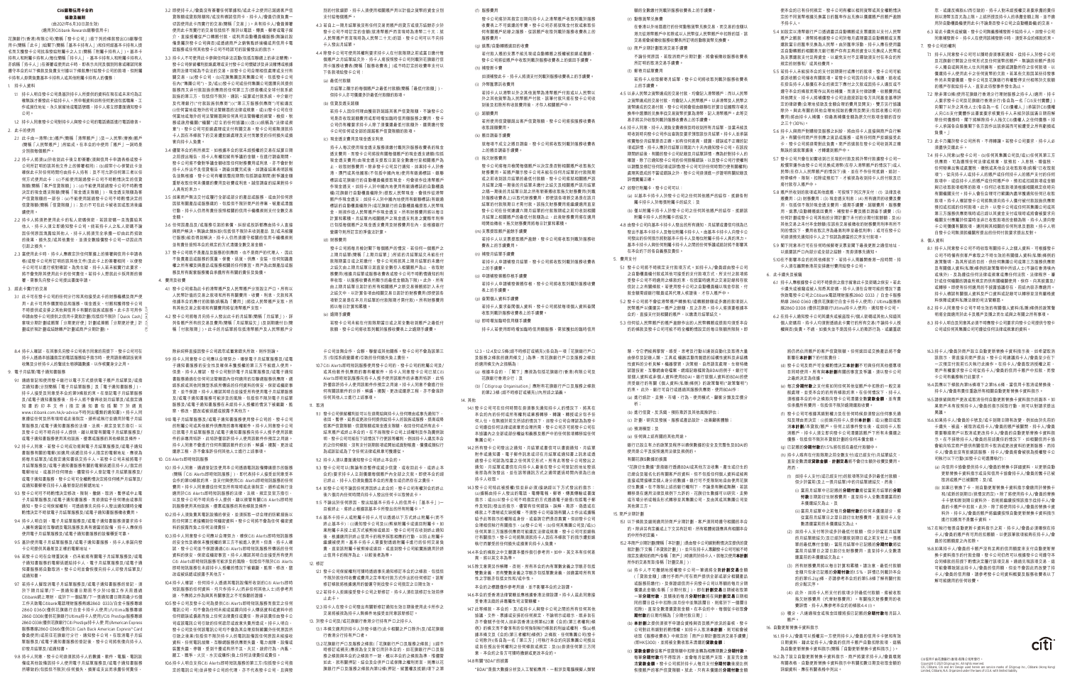# Citi信用卡卡約

## 條款及細則

(由2021年6月30日起生效)

(適用於Citibank Rewards服務信用卡)